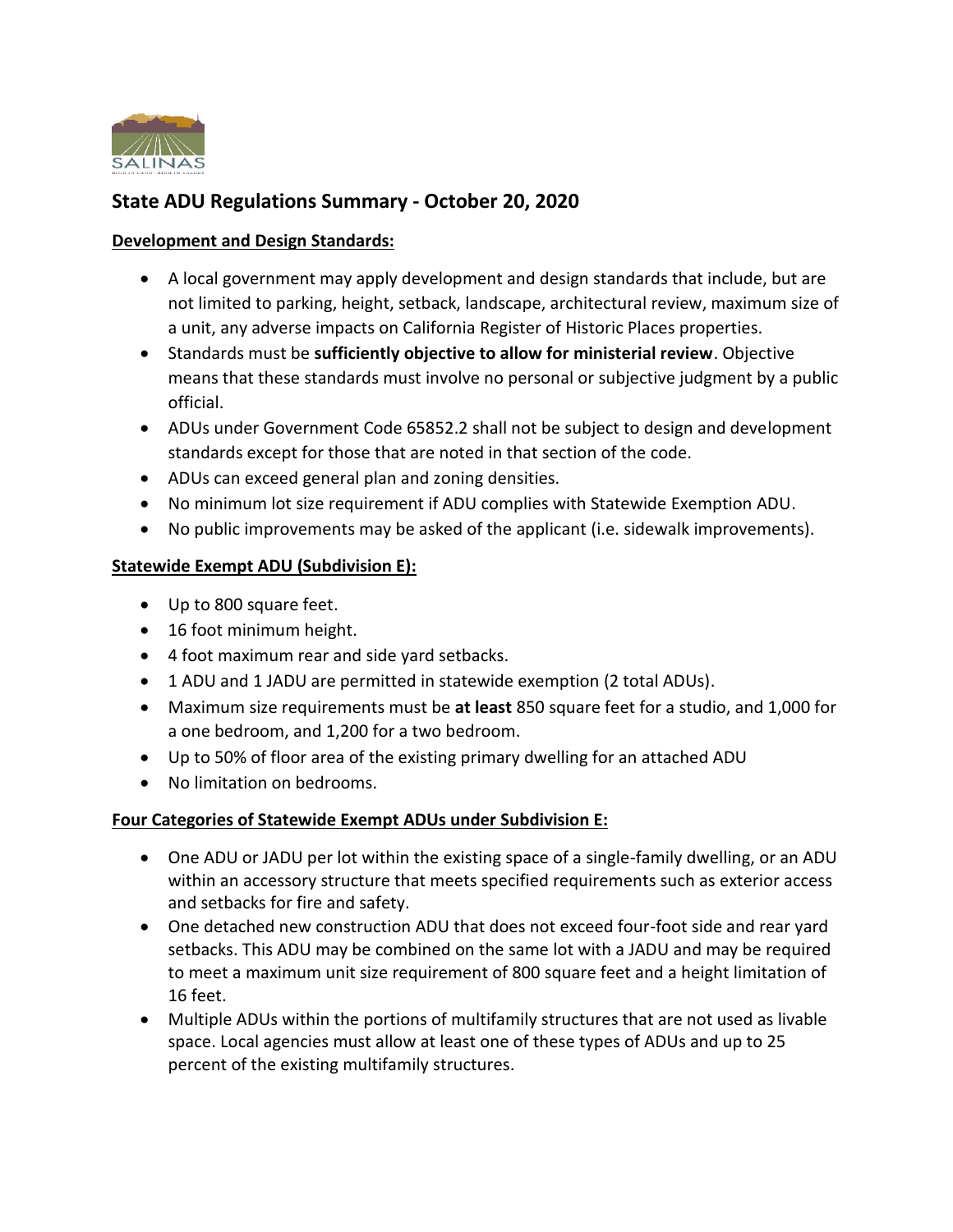## State ADU Regulations Summary - October 20, 2020

**Development and Design Standards:**

- A local government may apply development and design standards that include, but are not limited to parking, height, setback, landscape, architectural review, maximum size of a unit, any adverse impacts on California Register of Historic Places properties.
- Standards must be **sufficiently objective to allow for ministerial review**. Objective means that these standards must involve no personal or subjective judgment by a public official.
- ADUs under Government Code 65852.2 shall not be subject to design and development standards except for those that are noted in that section of the code.
- ADUs can exceed general plan and zoning densities.
- No minimum lot size requirement if ADU complies with Statewide Exemption ADU.
- No public improvements may be asked of the applicant (i.e. sidewalk improvements).

**Statewide Exempt ADU (Subdivision E):**

- Up to 800 square feet.
- 16 foot minimum height.
- 4 foot maximum rear and side yard setbacks.
- 1 ADU and 1 JADU are permitted in statewide exemption (2 total ADUs).
- Maximum size requirements must be **at least** 850 square feet for a studio, and 1,000 for a one bedroom, and 1,200 for a two bedroom.
- Up to 50% of floor area of the existing primary dwelling for an attached ADU
- No limitation on bedrooms.

**Four Categories of Statewide Exempt ADUs under Subdivision E:**

- One ADU or JADU per lot within the existing space of a single-family dwelling, or an ADU within an accessory structure that meets specified requirements such as exterior access and setbacks for fire and safety.
- One detached new construction ADU that does not exceed four-foot side and rear yard setbacks. This ADU may be combined on the same lot with a JADU and may be required to meet a maximum unit size requirement of 800 square feet and a height limitation of 16 feet.
- Multiple ADUs within the portions of multifamily structures that are not used as livable space. Local agencies must allow at least one of these types of ADUs and up to 25 percent of the existing multifamily structures.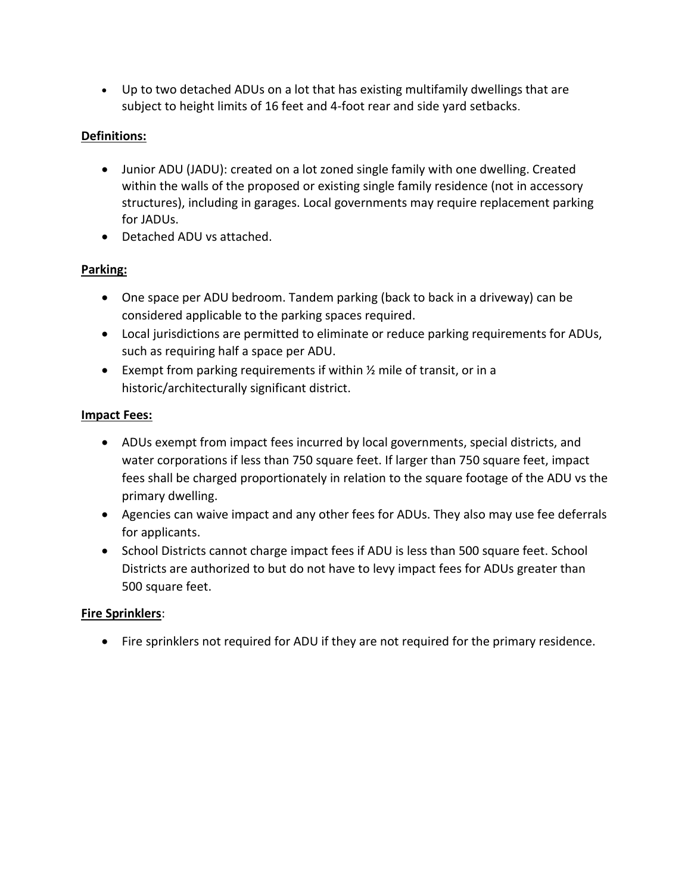- Up to two detached ADUs on a lot that has existing multifamily dwellings that are subject to height limits of 16 feet and 4-foot rear and side yard setbacks.

**Definitions:**

- Junior ADU (JADU): created on a lot zoned single family with one dwelling. Created within the walls of the proposed or existing single family residence (not in accessory structures), including in garages. Local governments may require replacement parking for JADUs.
- Detached ADU vs attached.

**Parking:**

- One space per ADU bedroom. Tandem parking (back to back in a driveway) can be considered applicable to the parking spaces required.
- Local jurisdictions are permitted to eliminate or reduce parking requirements for ADUs, such as requiring half a space per ADU.
- Exempt from parking requirements if within ½ mile of transit, or in a historic/architecturally significant district.

**Impact Fees:**

- ADUs exempt from impact fees incurred by local governments, special districts, and water corporations if less than 750 square feet. If larger than 750 square feet, impact fees shall be charged proportionately in relation to the square footage of the ADU vs the primary dwelling.
- Agencies can waive impact and any other fees for ADUs. They also may use fee deferrals for applicants.
- School Districts cannot charge impact fees if ADU is less than 500 square feet. School Districts are authorized to but do not have to levy impact fees for ADUs greater than 500 square feet.

**Fire Sprinklers**:

- Fire sprinklers not required for ADU if they are not required for the primary residence.